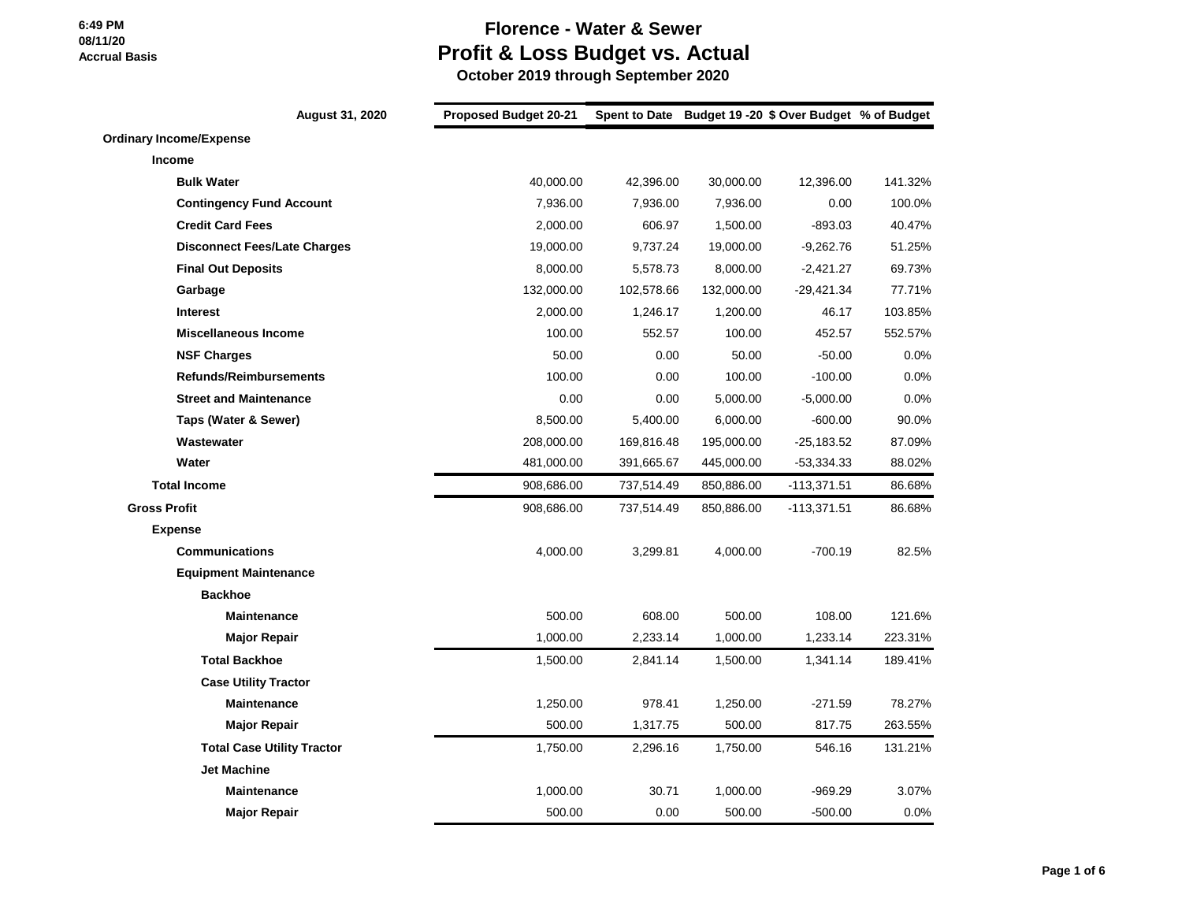6:49 PM
08/11/20
Accrual Basis

# Florence - Water & Sewer
## Profit & Loss Budget vs. Actual
### October 2019 through September 2020

| August 31, 2020 | Proposed Budget 20-21 | Spent to Date | Budget 19 -20 | $ Over Budget | % of Budget |
|---|---|---|---|---|---|
| **Ordinary Income/Expense** | | | | | |
| **Income** | | | | | |
| **Bulk Water** | 40,000.00 | 42,396.00 | 30,000.00 | 12,396.00 | 141.32% |
| **Contingency Fund Account** | 7,936.00 | 7,936.00 | 7,936.00 | 0.00 | 100.0% |
| **Credit Card Fees** | 2,000.00 | 606.97 | 1,500.00 | -893.03 | 40.47% |
| **Disconnect Fees/Late Charges** | 19,000.00 | 9,737.24 | 19,000.00 | -9,262.76 | 51.25% |
| **Final Out Deposits** | 8,000.00 | 5,578.73 | 8,000.00 | -2,421.27 | 69.73% |
| **Garbage** | 132,000.00 | 102,578.66 | 132,000.00 | -29,421.34 | 77.71% |
| **Interest** | 2,000.00 | 1,246.17 | 1,200.00 | 46.17 | 103.85% |
| **Miscellaneous Income** | 100.00 | 552.57 | 100.00 | 452.57 | 552.57% |
| **NSF Charges** | 50.00 | 0.00 | 50.00 | -50.00 | 0.0% |
| **Refunds/Reimbursements** | 100.00 | 0.00 | 100.00 | -100.00 | 0.0% |
| **Street and Maintenance** | 0.00 | 0.00 | 5,000.00 | -5,000.00 | 0.0% |
| **Taps (Water & Sewer)** | 8,500.00 | 5,400.00 | 6,000.00 | -600.00 | 90.0% |
| **Wastewater** | 208,000.00 | 169,816.48 | 195,000.00 | -25,183.52 | 87.09% |
| **Water** | 481,000.00 | 391,665.67 | 445,000.00 | -53,334.33 | 88.02% |
| **Total Income** | 908,686.00 | 737,514.49 | 850,886.00 | -113,371.51 | 86.68% |
| **Gross Profit** | 908,686.00 | 737,514.49 | 850,886.00 | -113,371.51 | 86.68% |
| **Expense** | | | | | |
| **Communications** | 4,000.00 | 3,299.81 | 4,000.00 | -700.19 | 82.5% |
| **Equipment Maintenance** | | | | | |
| **Backhoe** | | | | | |
| **Maintenance** | 500.00 | 608.00 | 500.00 | 108.00 | 121.6% |
| **Major Repair** | 1,000.00 | 2,233.14 | 1,000.00 | 1,233.14 | 223.31% |
| **Total Backhoe** | 1,500.00 | 2,841.14 | 1,500.00 | 1,341.14 | 189.41% |
| **Case Utility Tractor** | | | | | |
| **Maintenance** | 1,250.00 | 978.41 | 1,250.00 | -271.59 | 78.27% |
| **Major Repair** | 500.00 | 1,317.75 | 500.00 | 817.75 | 263.55% |
| **Total Case Utility Tractor** | 1,750.00 | 2,296.16 | 1,750.00 | 546.16 | 131.21% |
| **Jet Machine** | | | | | |
| **Maintenance** | 1,000.00 | 30.71 | 1,000.00 | -969.29 | 3.07% |
| **Major Repair** | 500.00 | 0.00 | 500.00 | -500.00 | 0.0% |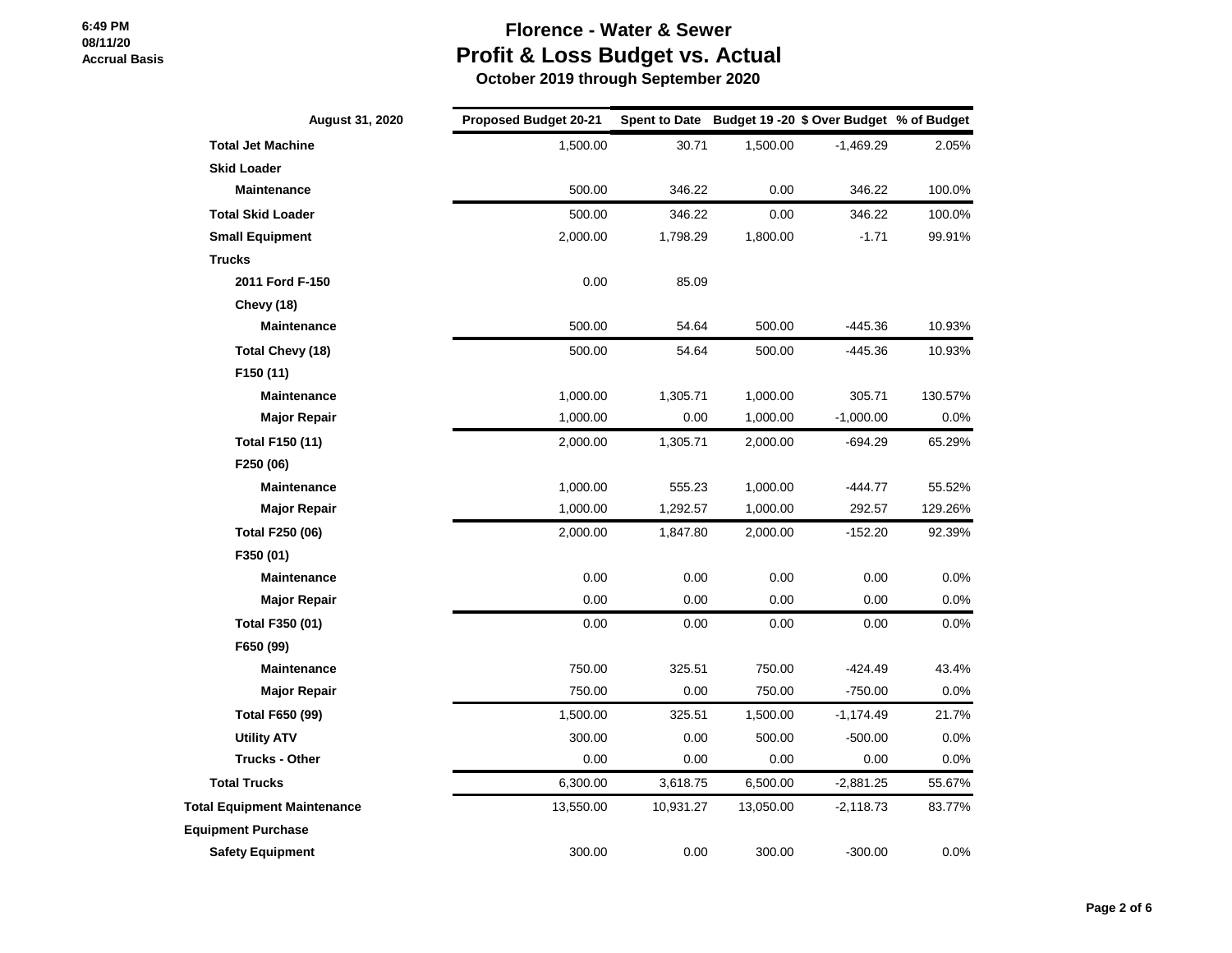# Florence - Water & Sewer

## Profit & Loss Budget vs. Actual

**October 2019 through September 2020**

6:49 PM
08/11/20
Accrual Basis

| August 31, 2020 | Proposed Budget 20-21 | Spent to Date | Budget 19 -20 | $ Over Budget | % of Budget |
|---|---|---|---|---|---|
| **Total Jet Machine** | 1,500.00 | 30.71 | 1,500.00 | -1,469.29 | 2.05% |
| **Skid Loader** | | | | | |
| **Maintenance** | 500.00 | 346.22 | 0.00 | 346.22 | 100.0% |
| **Total Skid Loader** | 500.00 | 346.22 | 0.00 | 346.22 | 100.0% |
| **Small Equipment** | 2,000.00 | 1,798.29 | 1,800.00 | -1.71 | 99.91% |
| **Trucks** | | | | | |
| **2011 Ford F-150** | 0.00 | 85.09 | | | |
| **Chevy (18)** | | | | | |
| **Maintenance** | 500.00 | 54.64 | 500.00 | -445.36 | 10.93% |
| **Total Chevy (18)** | 500.00 | 54.64 | 500.00 | -445.36 | 10.93% |
| **F150 (11)** | | | | | |
| **Maintenance** | 1,000.00 | 1,305.71 | 1,000.00 | 305.71 | 130.57% |
| **Major Repair** | 1,000.00 | 0.00 | 1,000.00 | -1,000.00 | 0.0% |
| **Total F150 (11)** | 2,000.00 | 1,305.71 | 2,000.00 | -694.29 | 65.29% |
| **F250 (06)** | | | | | |
| **Maintenance** | 1,000.00 | 555.23 | 1,000.00 | -444.77 | 55.52% |
| **Major Repair** | 1,000.00 | 1,292.57 | 1,000.00 | 292.57 | 129.26% |
| **Total F250 (06)** | 2,000.00 | 1,847.80 | 2,000.00 | -152.20 | 92.39% |
| **F350 (01)** | | | | | |
| **Maintenance** | 0.00 | 0.00 | 0.00 | 0.00 | 0.0% |
| **Major Repair** | 0.00 | 0.00 | 0.00 | 0.00 | 0.0% |
| **Total F350 (01)** | 0.00 | 0.00 | 0.00 | 0.00 | 0.0% |
| **F650 (99)** | | | | | |
| **Maintenance** | 750.00 | 325.51 | 750.00 | -424.49 | 43.4% |
| **Major Repair** | 750.00 | 0.00 | 750.00 | -750.00 | 0.0% |
| **Total F650 (99)** | 1,500.00 | 325.51 | 1,500.00 | -1,174.49 | 21.7% |
| **Utility ATV** | 300.00 | 0.00 | 500.00 | -500.00 | 0.0% |
| **Trucks - Other** | 0.00 | 0.00 | 0.00 | 0.00 | 0.0% |
| **Total Trucks** | 6,300.00 | 3,618.75 | 6,500.00 | -2,881.25 | 55.67% |
| **Total Equipment Maintenance** | 13,550.00 | 10,931.27 | 13,050.00 | -2,118.73 | 83.77% |
| **Equipment Purchase** | | | | | |
| **Safety Equipment** | 300.00 | 0.00 | 300.00 | -300.00 | 0.0% |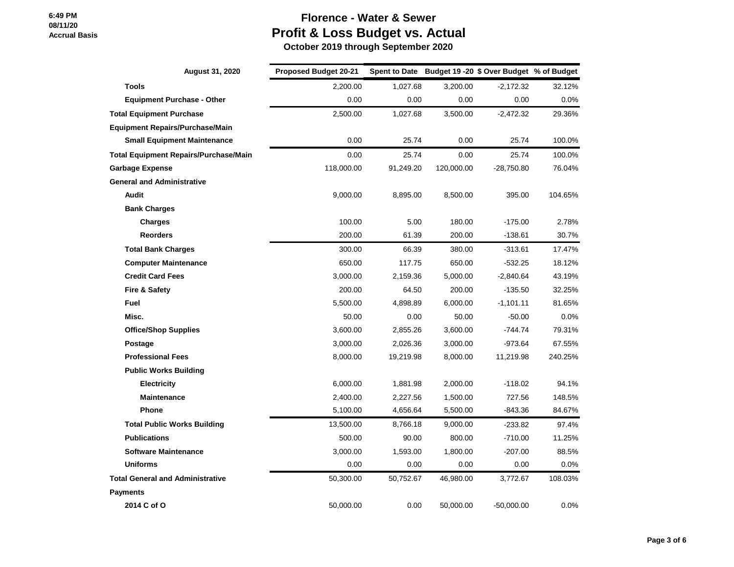6:49 PM
08/11/20
Accrual Basis

# Florence - Water & Sewer
## Profit & Loss Budget vs. Actual
### October 2019 through September 2020

| August 31, 2020 | Proposed Budget 20-21 | Spent to Date | Budget 19 -20 | $ Over Budget | % of Budget |
|---|---|---|---|---|---|
| **Tools** | 2,200.00 | 1,027.68 | 3,200.00 | -2,172.32 | 32.12% |
| **Equipment Purchase - Other** | 0.00 | 0.00 | 0.00 | 0.00 | 0.0% |
| **Total Equipment Purchase** | 2,500.00 | 1,027.68 | 3,500.00 | -2,472.32 | 29.36% |
| **Equipment Repairs/Purchase/Main** | | | | | |
| **Small Equipment Maintenance** | 0.00 | 25.74 | 0.00 | 25.74 | 100.0% |
| **Total Equipment Repairs/Purchase/Main** | 0.00 | 25.74 | 0.00 | 25.74 | 100.0% |
| **Garbage Expense** | 118,000.00 | 91,249.20 | 120,000.00 | -28,750.80 | 76.04% |
| **General and Administrative** | | | | | |
| **Audit** | 9,000.00 | 8,895.00 | 8,500.00 | 395.00 | 104.65% |
| **Bank Charges** | | | | | |
| **Charges** | 100.00 | 5.00 | 180.00 | -175.00 | 2.78% |
| **Reorders** | 200.00 | 61.39 | 200.00 | -138.61 | 30.7% |
| **Total Bank Charges** | 300.00 | 66.39 | 380.00 | -313.61 | 17.47% |
| **Computer Maintenance** | 650.00 | 117.75 | 650.00 | -532.25 | 18.12% |
| **Credit Card Fees** | 3,000.00 | 2,159.36 | 5,000.00 | -2,840.64 | 43.19% |
| **Fire & Safety** | 200.00 | 64.50 | 200.00 | -135.50 | 32.25% |
| **Fuel** | 5,500.00 | 4,898.89 | 6,000.00 | -1,101.11 | 81.65% |
| **Misc.** | 50.00 | 0.00 | 50.00 | -50.00 | 0.0% |
| **Office/Shop Supplies** | 3,600.00 | 2,855.26 | 3,600.00 | -744.74 | 79.31% |
| **Postage** | 3,000.00 | 2,026.36 | 3,000.00 | -973.64 | 67.55% |
| **Professional Fees** | 8,000.00 | 19,219.98 | 8,000.00 | 11,219.98 | 240.25% |
| **Public Works Building** | | | | | |
| **Electricity** | 6,000.00 | 1,881.98 | 2,000.00 | -118.02 | 94.1% |
| **Maintenance** | 2,400.00 | 2,227.56 | 1,500.00 | 727.56 | 148.5% |
| **Phone** | 5,100.00 | 4,656.64 | 5,500.00 | -843.36 | 84.67% |
| **Total Public Works Building** | 13,500.00 | 8,766.18 | 9,000.00 | -233.82 | 97.4% |
| **Publications** | 500.00 | 90.00 | 800.00 | -710.00 | 11.25% |
| **Software Maintenance** | 3,000.00 | 1,593.00 | 1,800.00 | -207.00 | 88.5% |
| **Uniforms** | 0.00 | 0.00 | 0.00 | 0.00 | 0.0% |
| **Total General and Administrative** | 50,300.00 | 50,752.67 | 46,980.00 | 3,772.67 | 108.03% |
| **Payments** | | | | | |
| **2014 C of O** | 50,000.00 | 0.00 | 50,000.00 | -50,000.00 | 0.0% |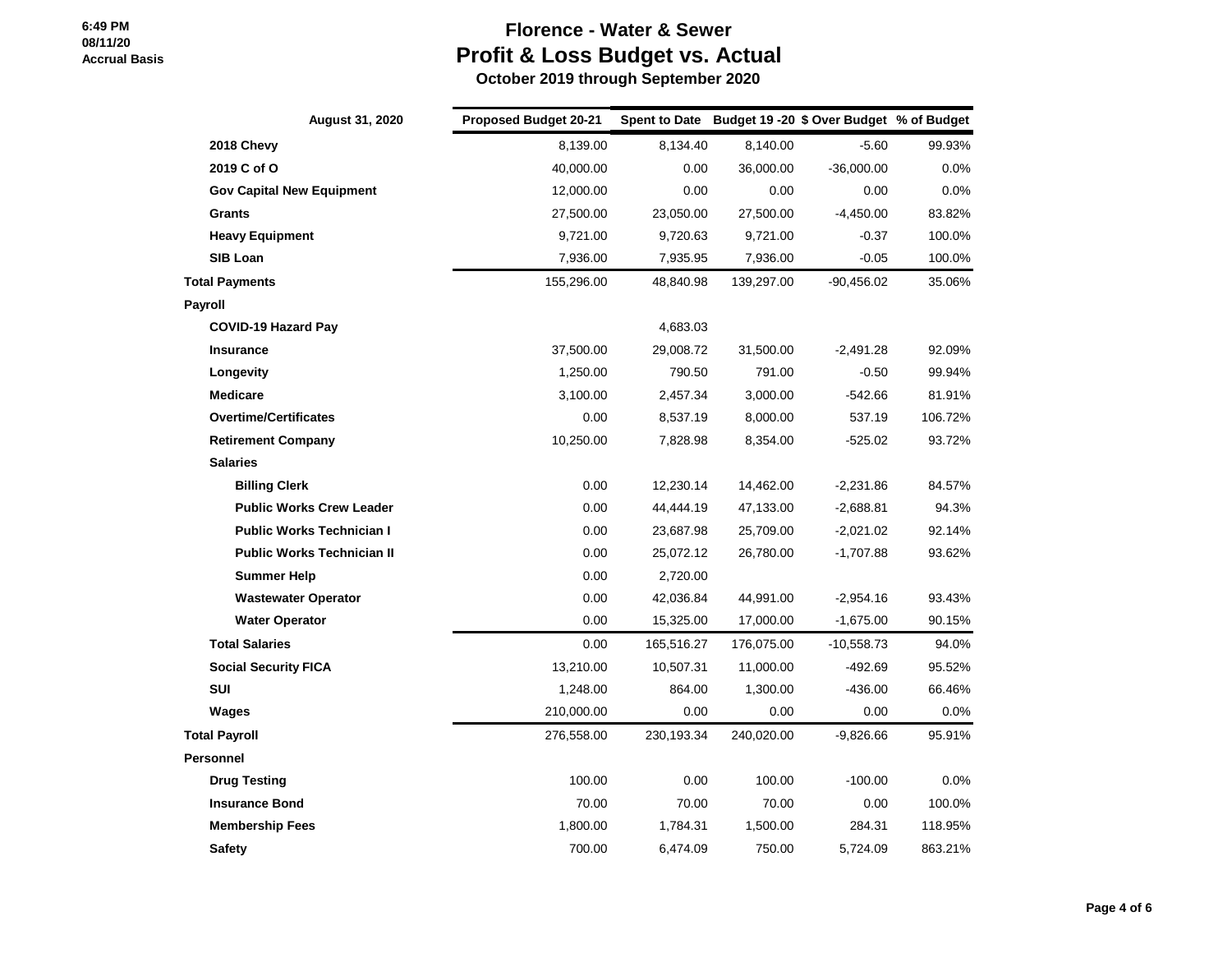# Florence - Water & Sewer
## Profit & Loss Budget vs. Actual
### October 2019 through September 2020

6:49 PM
08/11/20
Accrual Basis

| August 31, 2020 | Proposed Budget 20-21 | Spent to Date | Budget 19 -20 | $ Over Budget | % of Budget |
|---|---|---|---|---|---|
| 2018 Chevy | 8,139.00 | 8,134.40 | 8,140.00 | -5.60 | 99.93% |
| 2019 C of O | 40,000.00 | 0.00 | 36,000.00 | -36,000.00 | 0.0% |
| Gov Capital New Equipment | 12,000.00 | 0.00 | 0.00 | 0.00 | 0.0% |
| Grants | 27,500.00 | 23,050.00 | 27,500.00 | -4,450.00 | 83.82% |
| Heavy Equipment | 9,721.00 | 9,720.63 | 9,721.00 | -0.37 | 100.0% |
| SIB Loan | 7,936.00 | 7,935.95 | 7,936.00 | -0.05 | 100.0% |
| **Total Payments** | 155,296.00 | 48,840.98 | 139,297.00 | -90,456.02 | 35.06% |
| **Payroll** | | | | | |
| COVID-19 Hazard Pay | | 4,683.03 | | | |
| Insurance | 37,500.00 | 29,008.72 | 31,500.00 | -2,491.28 | 92.09% |
| Longevity | 1,250.00 | 790.50 | 791.00 | -0.50 | 99.94% |
| Medicare | 3,100.00 | 2,457.34 | 3,000.00 | -542.66 | 81.91% |
| Overtime/Certificates | 0.00 | 8,537.19 | 8,000.00 | 537.19 | 106.72% |
| Retirement Company | 10,250.00 | 7,828.98 | 8,354.00 | -525.02 | 93.72% |
| Salaries | | | | | |
| Billing Clerk | 0.00 | 12,230.14 | 14,462.00 | -2,231.86 | 84.57% |
| Public Works Crew Leader | 0.00 | 44,444.19 | 47,133.00 | -2,688.81 | 94.3% |
| Public Works Technician I | 0.00 | 23,687.98 | 25,709.00 | -2,021.02 | 92.14% |
| Public Works Technician II | 0.00 | 25,072.12 | 26,780.00 | -1,707.88 | 93.62% |
| Summer Help | 0.00 | 2,720.00 | | | |
| Wastewater Operator | 0.00 | 42,036.84 | 44,991.00 | -2,954.16 | 93.43% |
| Water Operator | 0.00 | 15,325.00 | 17,000.00 | -1,675.00 | 90.15% |
| **Total Salaries** | 0.00 | 165,516.27 | 176,075.00 | -10,558.73 | 94.0% |
| Social Security FICA | 13,210.00 | 10,507.31 | 11,000.00 | -492.69 | 95.52% |
| SUI | 1,248.00 | 864.00 | 1,300.00 | -436.00 | 66.46% |
| Wages | 210,000.00 | 0.00 | 0.00 | 0.00 | 0.0% |
| **Total Payroll** | 276,558.00 | 230,193.34 | 240,020.00 | -9,826.66 | 95.91% |
| **Personnel** | | | | | |
| Drug Testing | 100.00 | 0.00 | 100.00 | -100.00 | 0.0% |
| Insurance Bond | 70.00 | 70.00 | 70.00 | 0.00 | 100.0% |
| Membership Fees | 1,800.00 | 1,784.31 | 1,500.00 | 284.31 | 118.95% |
| Safety | 700.00 | 6,474.09 | 750.00 | 5,724.09 | 863.21% |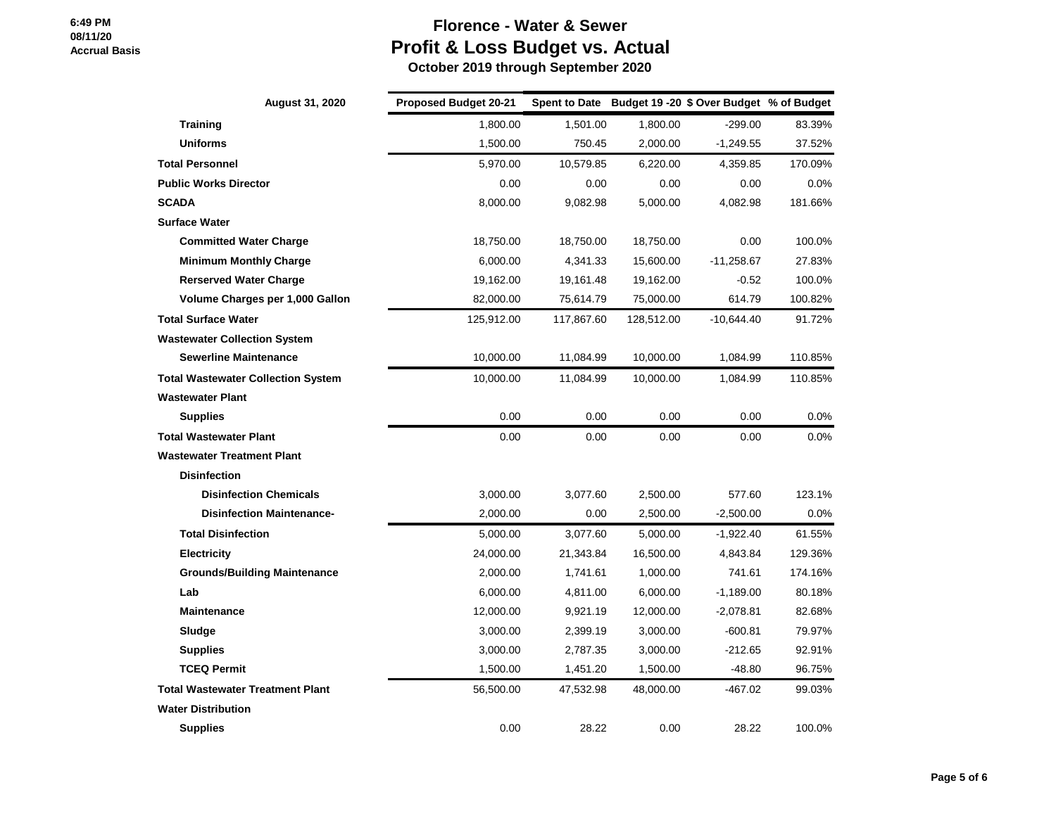# Florence - Water & Sewer

## Profit & Loss Budget vs. Actual

**October 2019 through September 2020**

| August 31, 2020 | Proposed Budget 20-21 | Spent to Date | Budget 19 -20 | $ Over Budget | % of Budget |
|---|---|---|---|---|---|
| **Training** | 1,800.00 | 1,501.00 | 1,800.00 | -299.00 | 83.39% |
| **Uniforms** | 1,500.00 | 750.45 | 2,000.00 | -1,249.55 | 37.52% |
| **Total Personnel** | 5,970.00 | 10,579.85 | 6,220.00 | 4,359.85 | 170.09% |
| **Public Works Director** | 0.00 | 0.00 | 0.00 | 0.00 | 0.0% |
| **SCADA** | 8,000.00 | 9,082.98 | 5,000.00 | 4,082.98 | 181.66% |
| **Surface Water** | | | | | |
| **Committed Water Charge** | 18,750.00 | 18,750.00 | 18,750.00 | 0.00 | 100.0% |
| **Minimum Monthly Charge** | 6,000.00 | 4,341.33 | 15,600.00 | -11,258.67 | 27.83% |
| **Rerserved Water Charge** | 19,162.00 | 19,161.48 | 19,162.00 | -0.52 | 100.0% |
| **Volume Charges per 1,000 Gallon** | 82,000.00 | 75,614.79 | 75,000.00 | 614.79 | 100.82% |
| **Total Surface Water** | 125,912.00 | 117,867.60 | 128,512.00 | -10,644.40 | 91.72% |
| **Wastewater Collection System** | | | | | |
| **Sewerline Maintenance** | 10,000.00 | 11,084.99 | 10,000.00 | 1,084.99 | 110.85% |
| **Total Wastewater Collection System** | 10,000.00 | 11,084.99 | 10,000.00 | 1,084.99 | 110.85% |
| **Wastewater Plant** | | | | | |
| **Supplies** | 0.00 | 0.00 | 0.00 | 0.00 | 0.0% |
| **Total Wastewater Plant** | 0.00 | 0.00 | 0.00 | 0.00 | 0.0% |
| **Wastewater Treatment Plant** | | | | | |
| **Disinfection** | | | | | |
| **Disinfection Chemicals** | 3,000.00 | 3,077.60 | 2,500.00 | 577.60 | 123.1% |
| **Disinfection Maintenance-** | 2,000.00 | 0.00 | 2,500.00 | -2,500.00 | 0.0% |
| **Total Disinfection** | 5,000.00 | 3,077.60 | 5,000.00 | -1,922.40 | 61.55% |
| **Electricity** | 24,000.00 | 21,343.84 | 16,500.00 | 4,843.84 | 129.36% |
| **Grounds/Building Maintenance** | 2,000.00 | 1,741.61 | 1,000.00 | 741.61 | 174.16% |
| **Lab** | 6,000.00 | 4,811.00 | 6,000.00 | -1,189.00 | 80.18% |
| **Maintenance** | 12,000.00 | 9,921.19 | 12,000.00 | -2,078.81 | 82.68% |
| **Sludge** | 3,000.00 | 2,399.19 | 3,000.00 | -600.81 | 79.97% |
| **Supplies** | 3,000.00 | 2,787.35 | 3,000.00 | -212.65 | 92.91% |
| **TCEQ Permit** | 1,500.00 | 1,451.20 | 1,500.00 | -48.80 | 96.75% |
| **Total Wastewater Treatment Plant** | 56,500.00 | 47,532.98 | 48,000.00 | -467.02 | 99.03% |
| **Water Distribution** | | | | | |
| **Supplies** | 0.00 | 28.22 | 0.00 | 28.22 | 100.0% |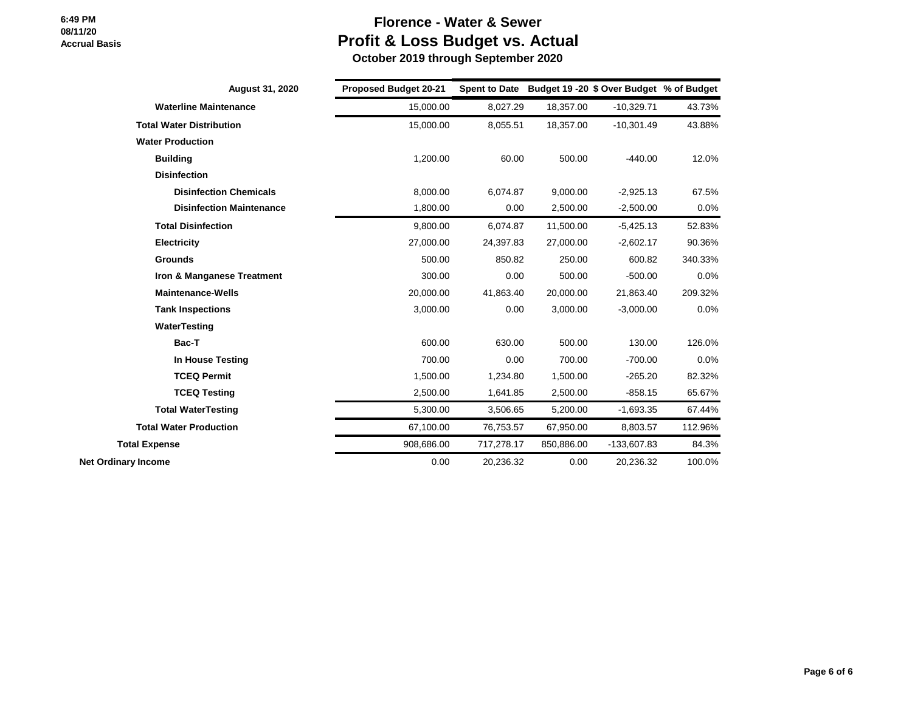# Florence - Water & Sewer

## Profit & Loss Budget vs. Actual

### October 2019 through September 2020

6:49 PM
08/11/20
Accrual Basis

| August 31, 2020 | Proposed Budget 20-21 | Spent to Date | Budget 19 -20 | $ Over Budget | % of Budget |
|---|---|---|---|---|---|
| Waterline Maintenance | 15,000.00 | 8,027.29 | 18,357.00 | -10,329.71 | 43.73% |
| Total Water Distribution | 15,000.00 | 8,055.51 | 18,357.00 | -10,301.49 | 43.88% |
| Water Production | | | | | |
| Building | 1,200.00 | 60.00 | 500.00 | -440.00 | 12.0% |
| Disinfection | | | | | |
| Disinfection Chemicals | 8,000.00 | 6,074.87 | 9,000.00 | -2,925.13 | 67.5% |
| Disinfection Maintenance | 1,800.00 | 0.00 | 2,500.00 | -2,500.00 | 0.0% |
| Total Disinfection | 9,800.00 | 6,074.87 | 11,500.00 | -5,425.13 | 52.83% |
| Electricity | 27,000.00 | 24,397.83 | 27,000.00 | -2,602.17 | 90.36% |
| Grounds | 500.00 | 850.82 | 250.00 | 600.82 | 340.33% |
| Iron & Manganese Treatment | 300.00 | 0.00 | 500.00 | -500.00 | 0.0% |
| Maintenance-Wells | 20,000.00 | 41,863.40 | 20,000.00 | 21,863.40 | 209.32% |
| Tank Inspections | 3,000.00 | 0.00 | 3,000.00 | -3,000.00 | 0.0% |
| WaterTesting | | | | | |
| Bac-T | 600.00 | 630.00 | 500.00 | 130.00 | 126.0% |
| In House Testing | 700.00 | 0.00 | 700.00 | -700.00 | 0.0% |
| TCEQ Permit | 1,500.00 | 1,234.80 | 1,500.00 | -265.20 | 82.32% |
| TCEQ Testing | 2,500.00 | 1,641.85 | 2,500.00 | -858.15 | 65.67% |
| Total WaterTesting | 5,300.00 | 3,506.65 | 5,200.00 | -1,693.35 | 67.44% |
| Total Water Production | 67,100.00 | 76,753.57 | 67,950.00 | 8,803.57 | 112.96% |
| Total Expense | 908,686.00 | 717,278.17 | 850,886.00 | -133,607.83 | 84.3% |
| Net Ordinary Income | 0.00 | 20,236.32 | 0.00 | 20,236.32 | 100.0% |